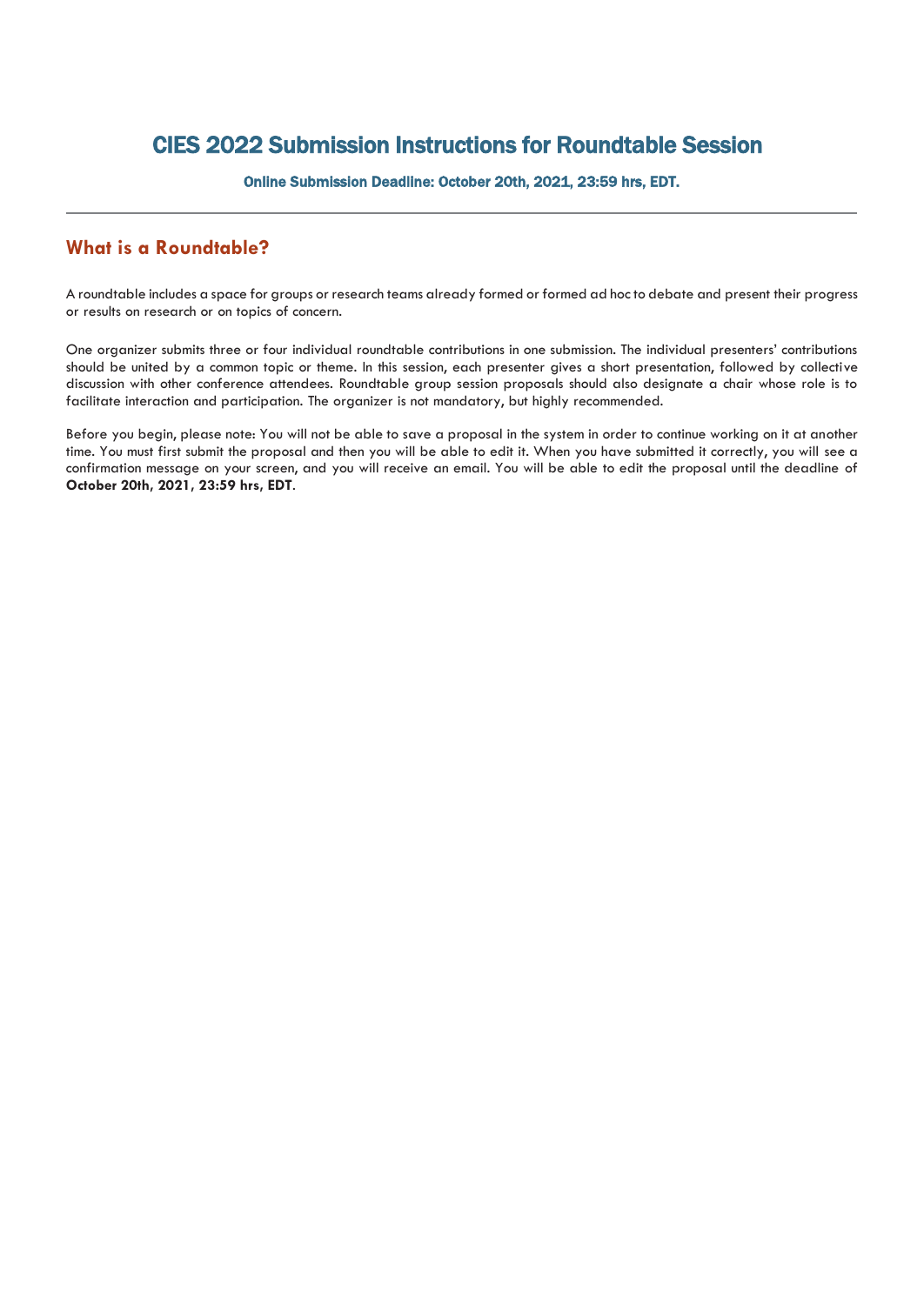# CIES 2022 Submission Instructions for Roundtable Session

**Online Submission Deadline: October 20th, 2021, 23:59 hrs, EDT.**

---

## What is a Roundtable?

A roundtable includes a space for groups or research teams already formed or formed ad hoc to debate and present their progress or results on research or on topics of concern.

One organizer submits three or four individual roundtable contributions in one submission. The individual presenters' contributions should be united by a common topic or theme. In this session, each presenter gives a short presentation, followed by collective discussion with other conference attendees. Roundtable group session proposals should also designate a chair whose role is to facilitate interaction and participation. The organizer is not mandatory, but highly recommended.

Before you begin, please note: You will not be able to save a proposal in the system in order to continue working on it at another time. You must first submit the proposal and then you will be able to edit it. When you have submitted it correctly, you will see a confirmation message on your screen, and you will receive an email. You will be able to edit the proposal until the deadline of **October 20th, 2021, 23:59 hrs, EDT**.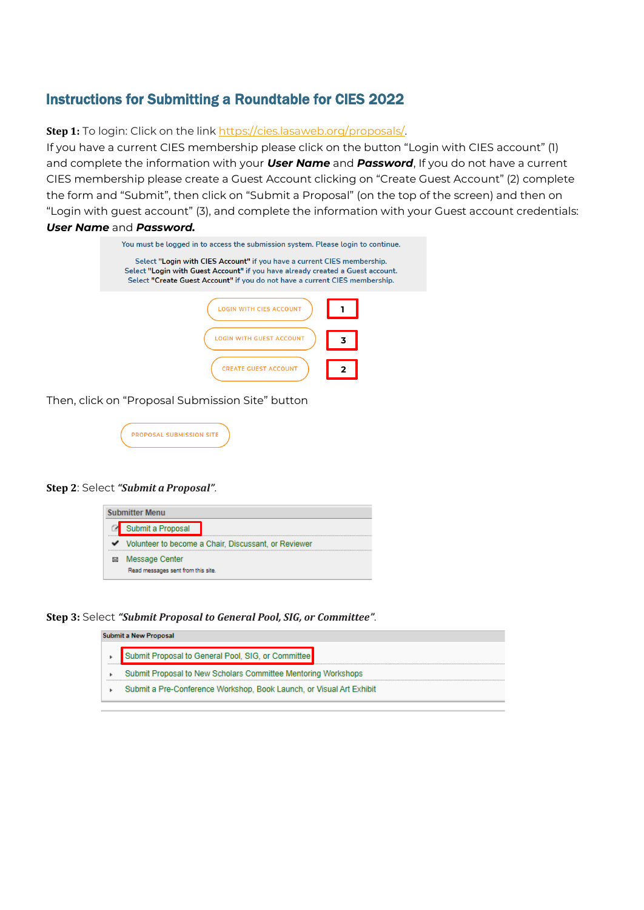## Instructions for Submitting a Roundtable for CIES 2022

**Step 1:** To login: Click on the link [https://cies.lasaweb.org/proposals/](https://cies.lasaweb.org/proposals/).
If you have a current CIES membership please click on the button "Login with CIES account" (1) and complete the information with your ***User Name*** and ***Password***, If you do not have a current CIES membership please create a Guest Account clicking on "Create Guest Account" (2) complete the form and "Submit", then click on "Submit a Proposal" (on the top of the screen) and then on "Login with guest account" (3), and complete the information with your Guest account credentials: ***User Name*** and ***Password.***

You must be logged in to access the submission system. Please login to continue.

Select **"Login with CIES Account"** if you have a current CIES membership.
Select **"Login with Guest Account"** if you have already created a Guest account.
Select **"Create Guest Account"** if you do not have a current CIES membership.

LOGIN WITH CIES ACCOUNT — 1

LOGIN WITH GUEST ACCOUNT — 3

CREATE GUEST ACCOUNT — 2

Then, click on "Proposal Submission Site" button

PROPOSAL SUBMISSION SITE

**Step 2**: Select ***"Submit a Proposal"***.

**Submitter Menu**

- Submit a Proposal
- Volunteer to become a Chair, Discussant, or Reviewer
- Message Center
  Read messages sent from this site.

**Step 3:** Select ***"Submit Proposal to General Pool, SIG, or Committee"***.

**Submit a New Proposal**

- Submit Proposal to General Pool, SIG, or Committee
- Submit Proposal to New Scholars Committee Mentoring Workshops
- Submit a Pre-Conference Workshop, Book Launch, or Visual Art Exhibit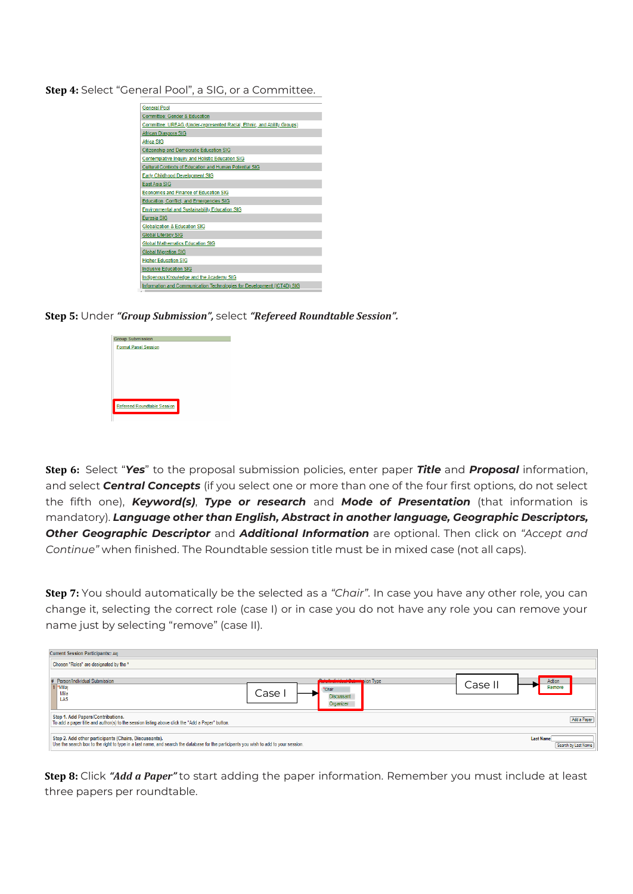**Step 4:** Select "General Pool", a SIG, or a Committee.

| General Pool |
|---|
| Committee: Gender & Education |
| Committee: UREAG (Under-represented Racial, Ethnic, and Ability Groups) |
| African Diaspora SIG |
| Africa SIG |
| Citizenship and Democratic Education SIG |
| Contemplative Inquiry and Holistic Education SIG |
| Cultural Contexts of Education and Human Potential SIG |
| Early Childhood Development SIG |
| East Asia SIG |
| Economics and Finance of Education SIG |
| Education, Conflict, and Emergencies SIG |
| Environmental and Sustainability Education SIG |
| Eurasia SIG |
| Globalization & Education SIG |
| Global Literacy SIG |
| Global Mathematics Education SIG |
| Global Migration SIG |
| Higher Education SIG |
| Inclusive Education SIG |
| Indigenous Knowledge and the Academy SIG |
| Information and Communication Technologies for Development (ICT4D) SIG |

**Step 5:** Under ***"Group Submission",*** select ***"Refereed Roundtable Session".***

| Group Submission |
|---|
| Formal Panel Session |
| Refereed Roundtable Session |

**Step 6:** Select "***Yes***" to the proposal submission policies, enter paper ***Title*** and ***Proposal*** information, and select ***Central Concepts*** (if you select one or more than one of the four first options, do not select the fifth one), ***Keyword(s)***, ***Type or research*** and ***Mode of Presentation*** (that information is mandatory). ***Language other than English, Abstract in another language, Geographic Descriptors, Other Geographic Descriptor*** and ***Additional Information*** are optional. Then click on *"Accept and Continue"* when finished. The Roundtable session title must be in mixed case (not all caps).

**Step 7:** You should automatically be the selected as a *"Chair"*. In case you have any other role, you can change it, selecting the correct role (case I) or in case you do not have any role you can remove your name just by selecting "remove" (case II).

Current Session Participants: Aq

Chosen "Roles" are designated by the *

| # | Person/Individual Submission | Role/Individual Submission Type | Action |
|---|---|---|---|
| 1 | *Mila<br>Mila<br>LAS | *Chair<br>Discussant<br>Organizer | Remove |

Case I → Role selection; Case II → Remove

Step 1. Add Papers/Contributions.
To add a paper title and author(s) to the session listing above click the "Add a Paper" button. [Add a Paper]

Step 2. Add other participants (Chairs, Discussants).
Use the search box to the right to type in a last name, and search the database for the participants you wish to add to your session. Last Name [Search by Last Name]

**Step 8:** Click ***"Add a Paper"*** to start adding the paper information. Remember you must include at least three papers per roundtable.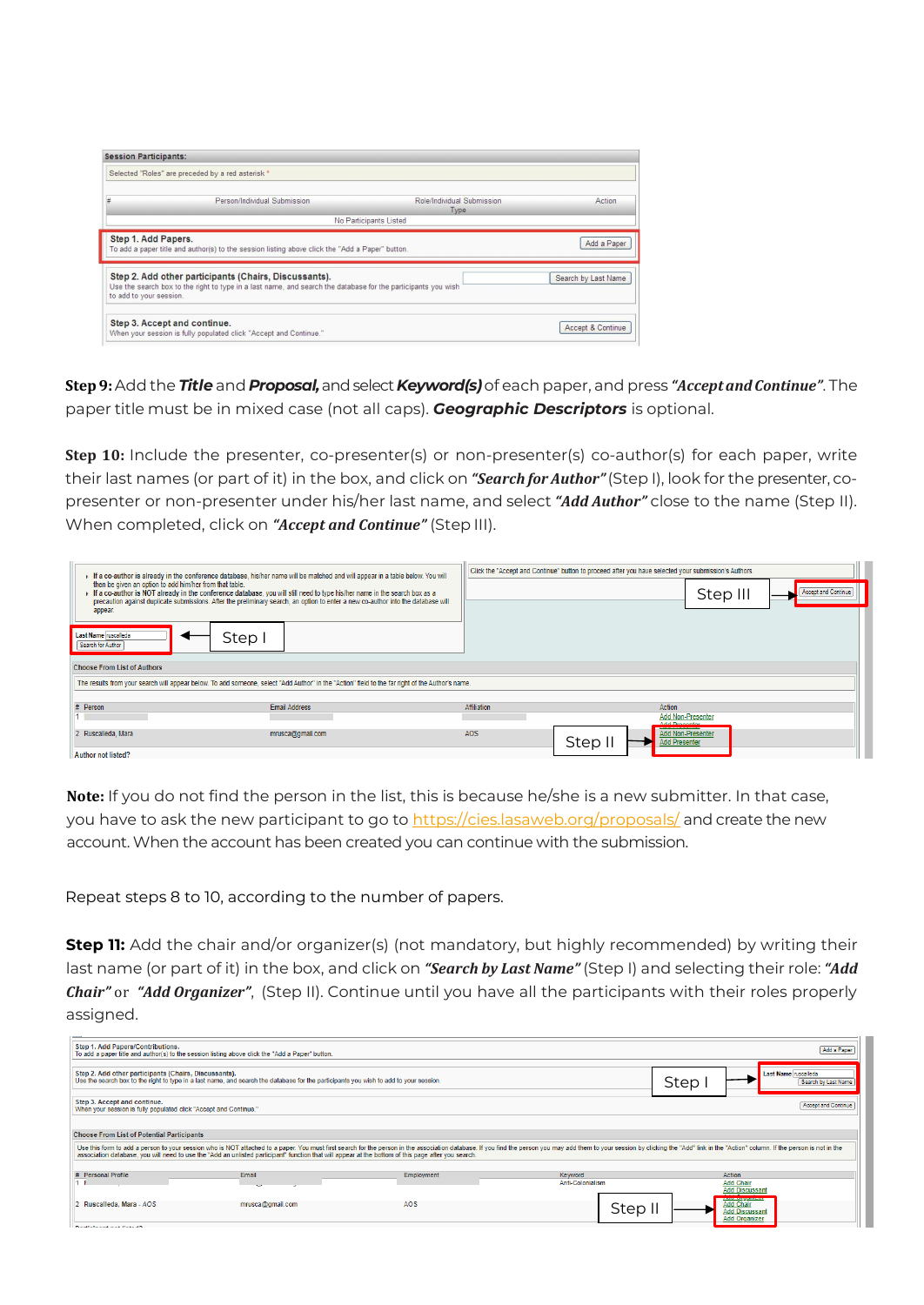**Step 9:** Add the ***Title*** and ***Proposal,*** and select ***Keyword(s)*** of each paper, and press ***"Accept and Continue"***. The paper title must be in mixed case (not all caps). ***Geographic Descriptors*** is optional.

**Step 10:** Include the presenter, co-presenter(s) or non-presenter(s) co-author(s) for each paper, write their last names (or part of it) in the box, and click on ***"Search for Author"*** (Step I), look for the presenter, co-presenter or non-presenter under his/her last name, and select ***"Add Author"*** close to the name (Step II). When completed, click on ***"Accept and Continue"*** (Step III).

**Note:** If you do not find the person in the list, this is because he/she is a new submitter. In that case, you have to ask the new participant to go to https://cies.lasaweb.org/proposals/ and create the new account. When the account has been created you can continue with the submission.

Repeat steps 8 to 10, according to the number of papers.

**Step 11:** Add the chair and/or organizer(s) (not mandatory, but highly recommended) by writing their last name (or part of it) in the box, and click on ***"Search by Last Name"*** (Step I) and selecting their role: ***"Add Chair"*** or ***"Add Organizer"***, (Step II). Continue until you have all the participants with their roles properly assigned.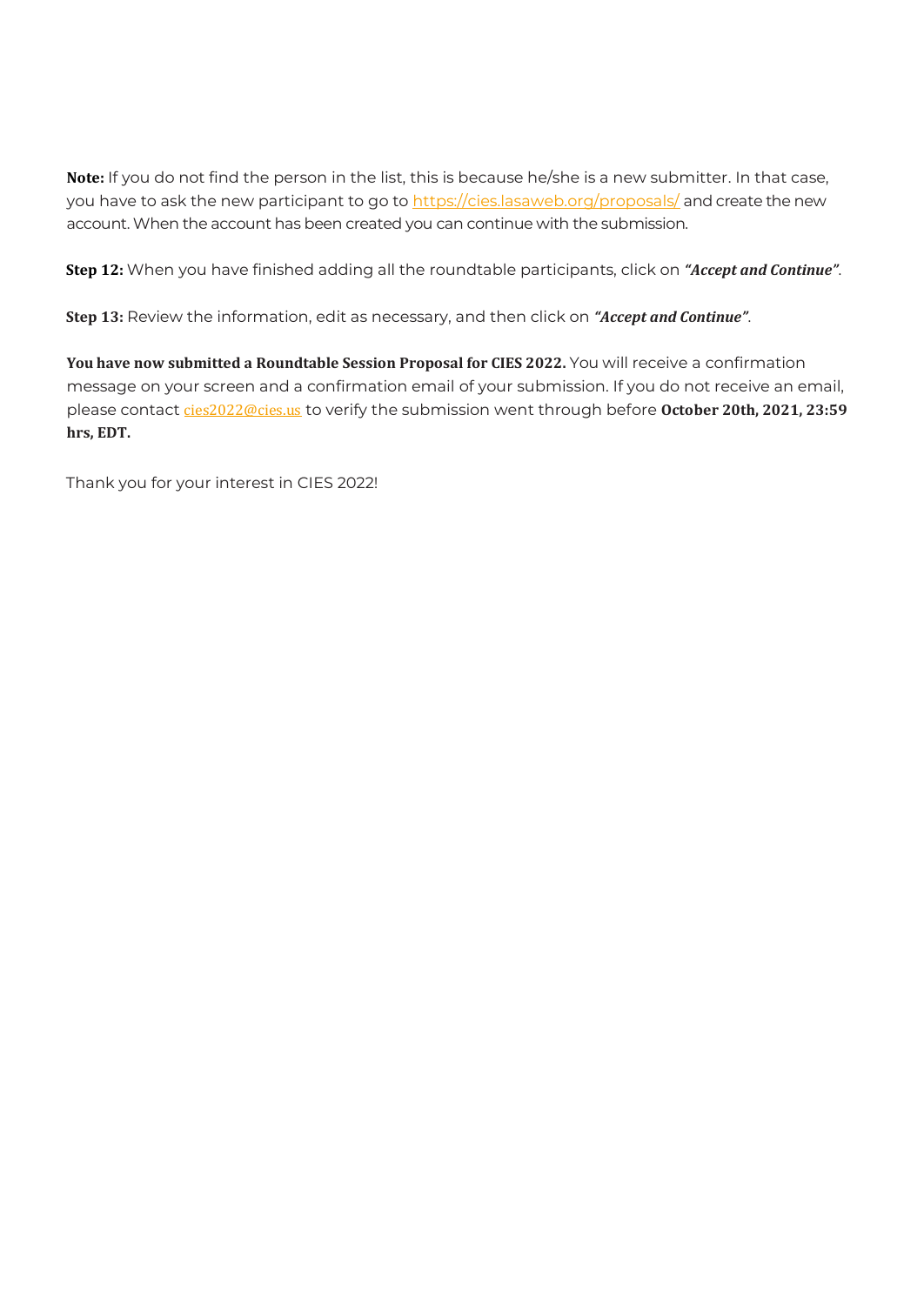**Note:** If you do not find the person in the list, this is because he/she is a new submitter. In that case, you have to ask the new participant to go to https://cies.lasaweb.org/proposals/ and create the new account. When the account has been created you can continue with the submission.

**Step 12:** When you have finished adding all the roundtable participants, click on ***"Accept and Continue"***.

**Step 13:** Review the information, edit as necessary, and then click on ***"Accept and Continue"***.

**You have now submitted a Roundtable Session Proposal for CIES 2022.** You will receive a confirmation message on your screen and a confirmation email of your submission. If you do not receive an email, please contact cies2022@cies.us to verify the submission went through before **October 20th, 2021, 23:59 hrs, EDT.**

Thank you for your interest in CIES 2022!